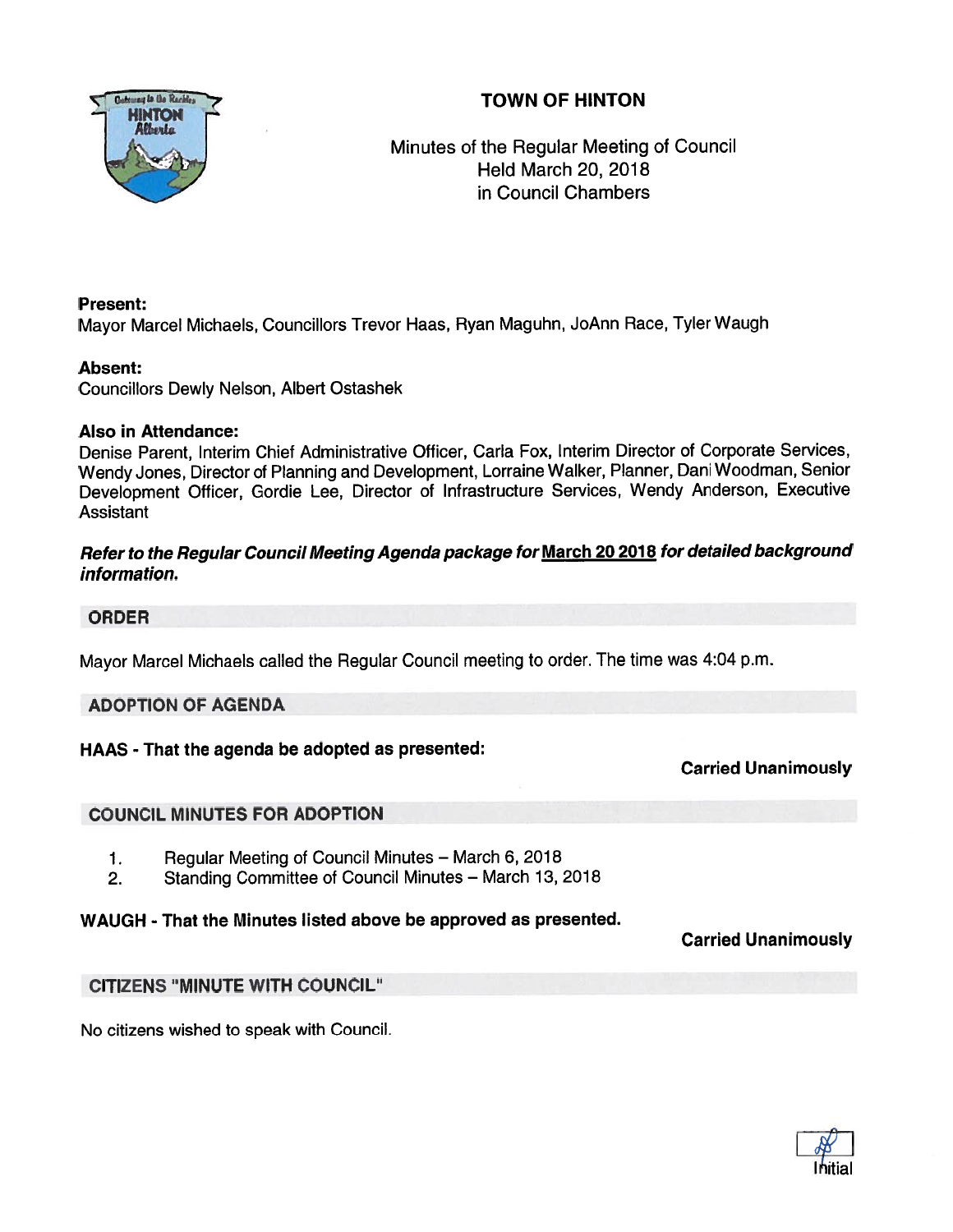# TOWN OF HINTON

Minutes of the Regular Meeting of Council
Held March 20, 2018
in Council Chambers

**Present:**
Mayor Marcel Michaels, Councillors Trevor Haas, Ryan Maguhn, JoAnn Race, Tyler Waugh

**Absent:**
Councillors Dewly Nelson, Albert Ostashek

**Also in Attendance:**
Denise Parent, Interim Chief Administrative Officer, Carla Fox, Interim Director of Corporate Services, Wendy Jones, Director of Planning and Development, Lorraine Walker, Planner, Dani Woodman, Senior Development Officer, Gordie Lee, Director of Infrastructure Services, Wendy Anderson, Executive Assistant

***Refer to the Regular Council Meeting Agenda package for March 20 2018 for detailed background information.***

## ORDER

Mayor Marcel Michaels called the Regular Council meeting to order. The time was 4:04 p.m.

## ADOPTION OF AGENDA

**HAAS - That the agenda be adopted as presented:**

**Carried Unanimously**

## COUNCIL MINUTES FOR ADOPTION

1. Regular Meeting of Council Minutes – March 6, 2018
2. Standing Committee of Council Minutes – March 13, 2018

**WAUGH - That the Minutes listed above be approved as presented.**

**Carried Unanimously**

## CITIZENS "MINUTE WITH COUNCIL"

No citizens wished to speak with Council.

Initial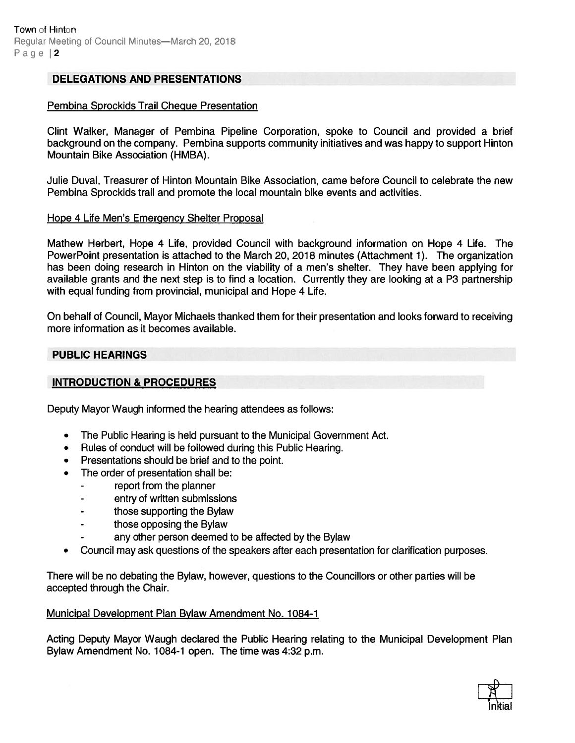## DELEGATIONS AND PRESENTATIONS

Pembina Sprockids Trail Cheque Presentation

Clint Walker, Manager of Pembina Pipeline Corporation, spoke to Council and provided a brief background on the company. Pembina supports community initiatives and was happy to support Hinton Mountain Bike Association (HMBA).

Julie Duval, Treasurer of Hinton Mountain Bike Association, came before Council to celebrate the new Pembina Sprockids trail and promote the local mountain bike events and activities.

Hope 4 Life Men's Emergency Shelter Proposal

Mathew Herbert, Hope 4 Life, provided Council with background information on Hope 4 Life. The PowerPoint presentation is attached to the March 20, 2018 minutes (Attachment 1). The organization has been doing research in Hinton on the viability of a men's shelter. They have been applying for available grants and the next step is to find a location. Currently they are looking at a P3 partnership with equal funding from provincial, municipal and Hope 4 Life.

On behalf of Council, Mayor Michaels thanked them for their presentation and looks forward to receiving more information as it becomes available.

## PUBLIC HEARINGS

## INTRODUCTION & PROCEDURES

Deputy Mayor Waugh informed the hearing attendees as follows:

- The Public Hearing is held pursuant to the Municipal Government Act.
- Rules of conduct will be followed during this Public Hearing.
- Presentations should be brief and to the point.
- The order of presentation shall be:
  - report from the planner
  - entry of written submissions
  - those supporting the Bylaw
  - those opposing the Bylaw
  - any other person deemed to be affected by the Bylaw
- Council may ask questions of the speakers after each presentation for clarification purposes.

There will be no debating the Bylaw, however, questions to the Councillors or other parties will be accepted through the Chair.

Municipal Development Plan Bylaw Amendment No. 1084-1

Acting Deputy Mayor Waugh declared the Public Hearing relating to the Municipal Development Plan Bylaw Amendment No. 1084-1 open. The time was 4:32 p.m.

Initial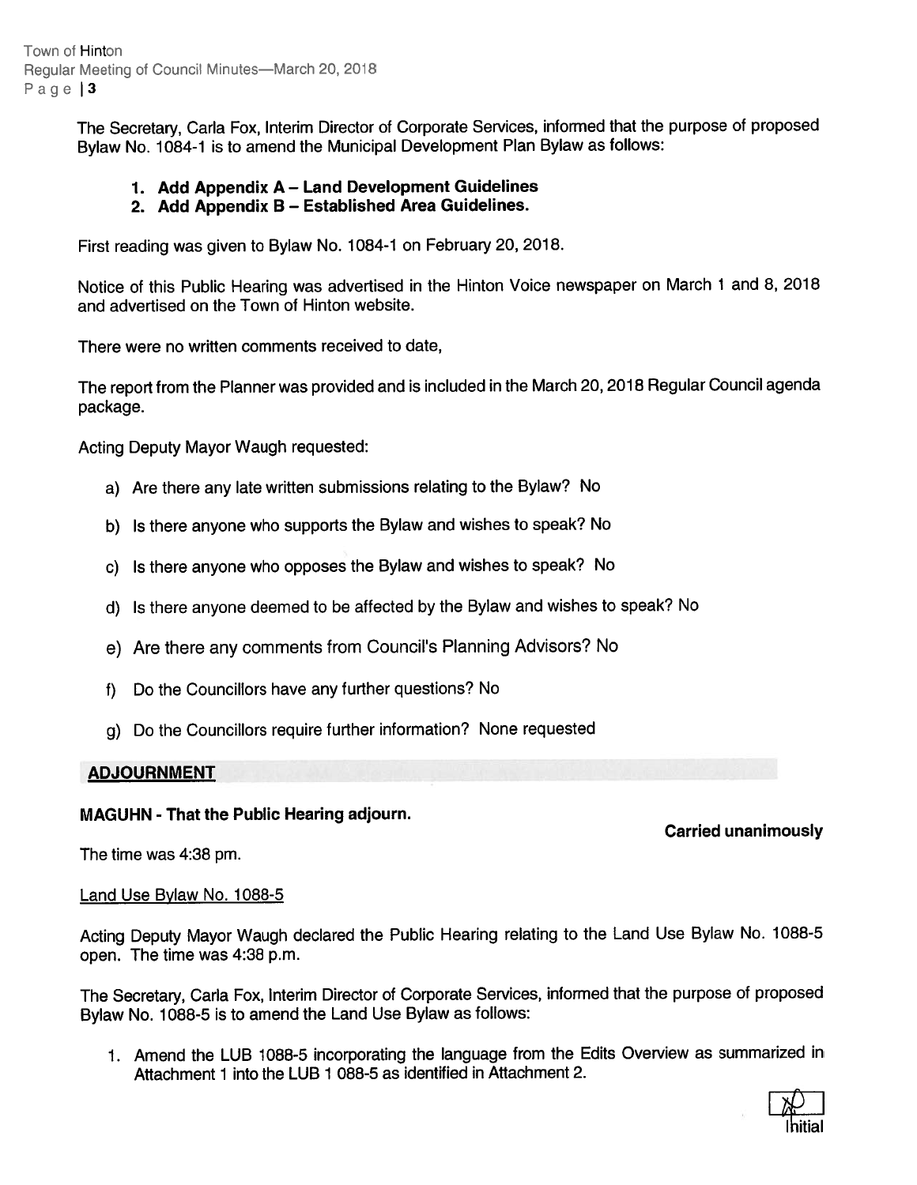The Secretary, Carla Fox, Interim Director of Corporate Services, informed that the purpose of proposed Bylaw No. 1084-1 is to amend the Municipal Development Plan Bylaw as follows:

1. **Add Appendix A – Land Development Guidelines**
2. **Add Appendix B – Established Area Guidelines.**

First reading was given to Bylaw No. 1084-1 on February 20, 2018.

Notice of this Public Hearing was advertised in the Hinton Voice newspaper on March 1 and 8, 2018 and advertised on the Town of Hinton website.

There were no written comments received to date,

The report from the Planner was provided and is included in the March 20, 2018 Regular Council agenda package.

Acting Deputy Mayor Waugh requested:

a) Are there any late written submissions relating to the Bylaw? No

b) Is there anyone who supports the Bylaw and wishes to speak? No

c) Is there anyone who opposes the Bylaw and wishes to speak? No

d) Is there anyone deemed to be affected by the Bylaw and wishes to speak? No

e) Are there any comments from Council's Planning Advisors? No

f) Do the Councillors have any further questions? No

g) Do the Councillors require further information? None requested

## ADJOURNMENT

**MAGUHN - That the Public Hearing adjourn.**

**Carried unanimously**

The time was 4:38 pm.

Land Use Bylaw No. 1088-5

Acting Deputy Mayor Waugh declared the Public Hearing relating to the Land Use Bylaw No. 1088-5 open. The time was 4:38 p.m.

The Secretary, Carla Fox, Interim Director of Corporate Services, informed that the purpose of proposed Bylaw No. 1088-5 is to amend the Land Use Bylaw as follows:

1. Amend the LUB 1088-5 incorporating the language from the Edits Overview as summarized in Attachment 1 into the LUB 1 088-5 as identified in Attachment 2.

Initial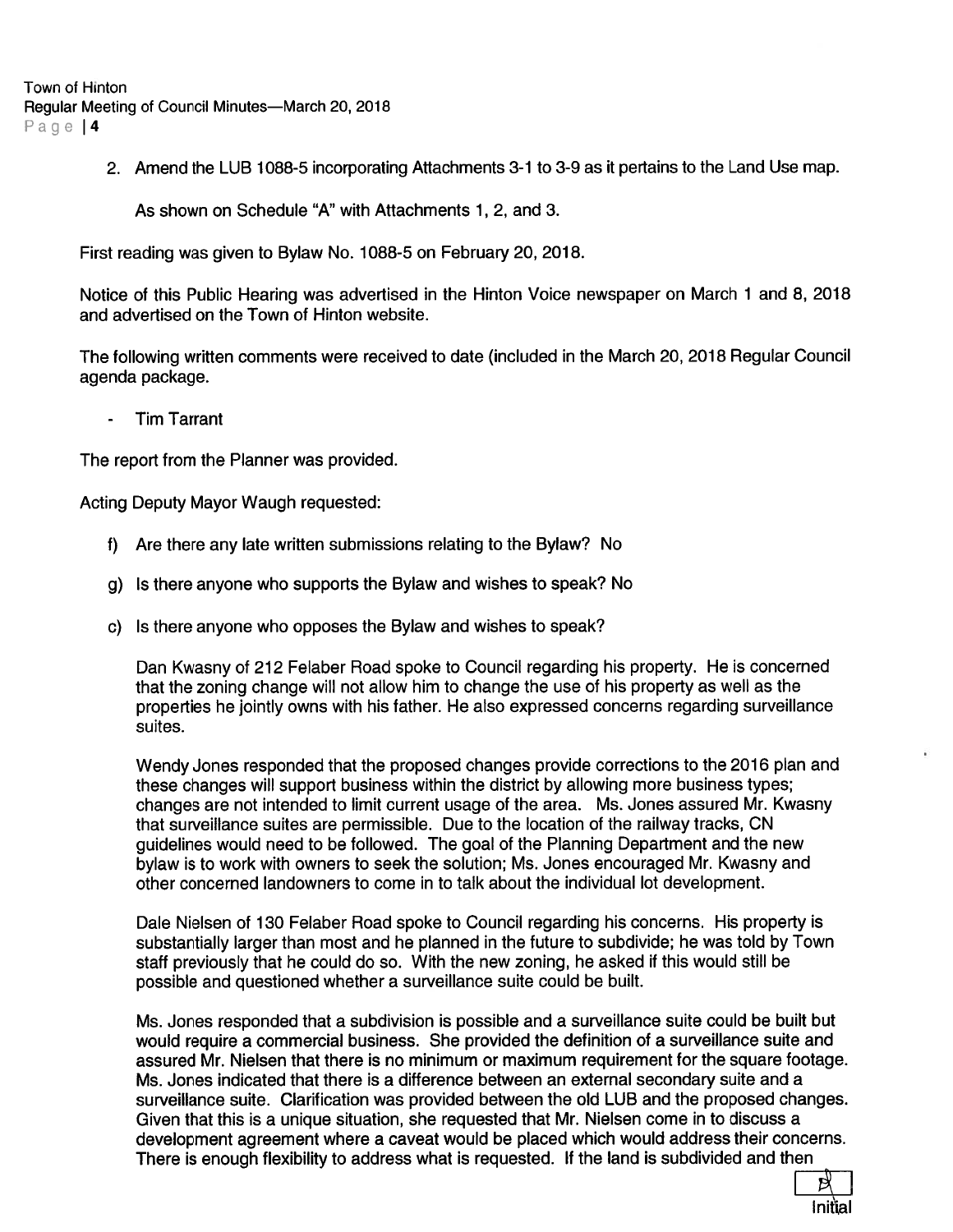2. Amend the LUB 1088-5 incorporating Attachments 3-1 to 3-9 as it pertains to the Land Use map.

   As shown on Schedule "A" with Attachments 1, 2, and 3.

First reading was given to Bylaw No. 1088-5 on February 20, 2018.

Notice of this Public Hearing was advertised in the Hinton Voice newspaper on March 1 and 8, 2018 and advertised on the Town of Hinton website.

The following written comments were received to date (included in the March 20, 2018 Regular Council agenda package.

- Tim Tarrant

The report from the Planner was provided.

Acting Deputy Mayor Waugh requested:

f) Are there any late written submissions relating to the Bylaw? No

g) Is there anyone who supports the Bylaw and wishes to speak? No

c) Is there anyone who opposes the Bylaw and wishes to speak?

   Dan Kwasny of 212 Felaber Road spoke to Council regarding his property. He is concerned that the zoning change will not allow him to change the use of his property as well as the properties he jointly owns with his father. He also expressed concerns regarding surveillance suites.

   Wendy Jones responded that the proposed changes provide corrections to the 2016 plan and these changes will support business within the district by allowing more business types; changes are not intended to limit current usage of the area. Ms. Jones assured Mr. Kwasny that surveillance suites are permissible. Due to the location of the railway tracks, CN guidelines would need to be followed. The goal of the Planning Department and the new bylaw is to work with owners to seek the solution; Ms. Jones encouraged Mr. Kwasny and other concerned landowners to come in to talk about the individual lot development.

   Dale Nielsen of 130 Felaber Road spoke to Council regarding his concerns. His property is substantially larger than most and he planned in the future to subdivide; he was told by Town staff previously that he could do so. With the new zoning, he asked if this would still be possible and questioned whether a surveillance suite could be built.

   Ms. Jones responded that a subdivision is possible and a surveillance suite could be built but would require a commercial business. She provided the definition of a surveillance suite and assured Mr. Nielsen that there is no minimum or maximum requirement for the square footage. Ms. Jones indicated that there is a difference between an external secondary suite and a surveillance suite. Clarification was provided between the old LUB and the proposed changes. Given that this is a unique situation, she requested that Mr. Nielsen come in to discuss a development agreement where a caveat would be placed which would address their concerns. There is enough flexibility to address what is requested. If the land is subdivided and then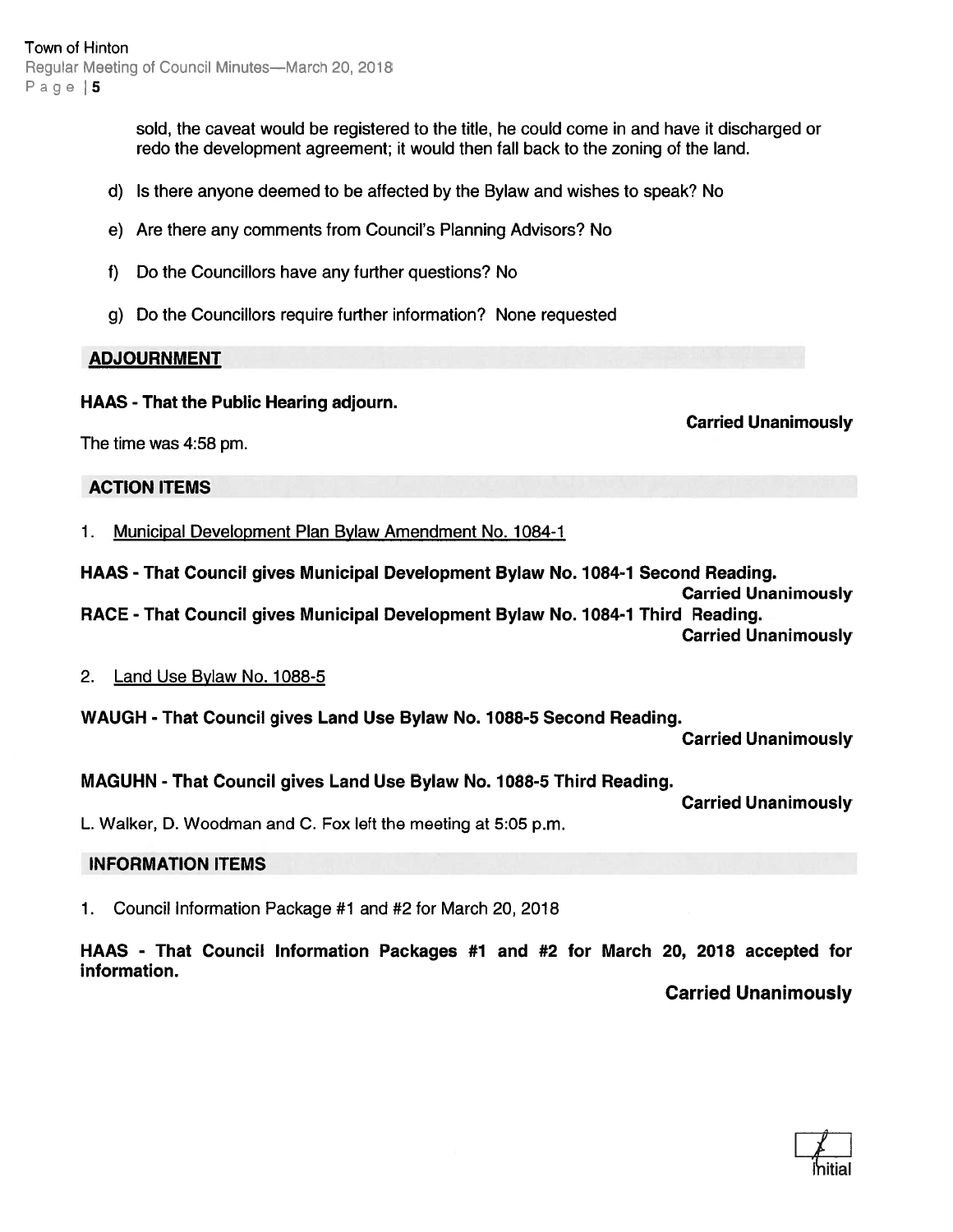sold, the caveat would be registered to the title, he could come in and have it discharged or redo the development agreement; it would then fall back to the zoning of the land.

d) Is there anyone deemed to be affected by the Bylaw and wishes to speak? No

e) Are there any comments from Council's Planning Advisors? No

f) Do the Councillors have any further questions? No

g) Do the Councillors require further information? None requested

## ADJOURNMENT

**HAAS - That the Public Hearing adjourn.**

**Carried Unanimously**

The time was 4:58 pm.

## ACTION ITEMS

1. Municipal Development Plan Bylaw Amendment No. 1084-1

**HAAS - That Council gives Municipal Development Bylaw No. 1084-1 Second Reading.**

**Carried Unanimously**

**RACE - That Council gives Municipal Development Bylaw No. 1084-1 Third Reading.**

**Carried Unanimously**

2. Land Use Bylaw No. 1088-5

**WAUGH - That Council gives Land Use Bylaw No. 1088-5 Second Reading.**

**Carried Unanimously**

**MAGUHN - That Council gives Land Use Bylaw No. 1088-5 Third Reading.**

**Carried Unanimously**

L. Walker, D. Woodman and C. Fox left the meeting at 5:05 p.m.

## INFORMATION ITEMS

1. Council Information Package #1 and #2 for March 20, 2018

**HAAS - That Council Information Packages #1 and #2 for March 20, 2018 accepted for information.**

**Carried Unanimously**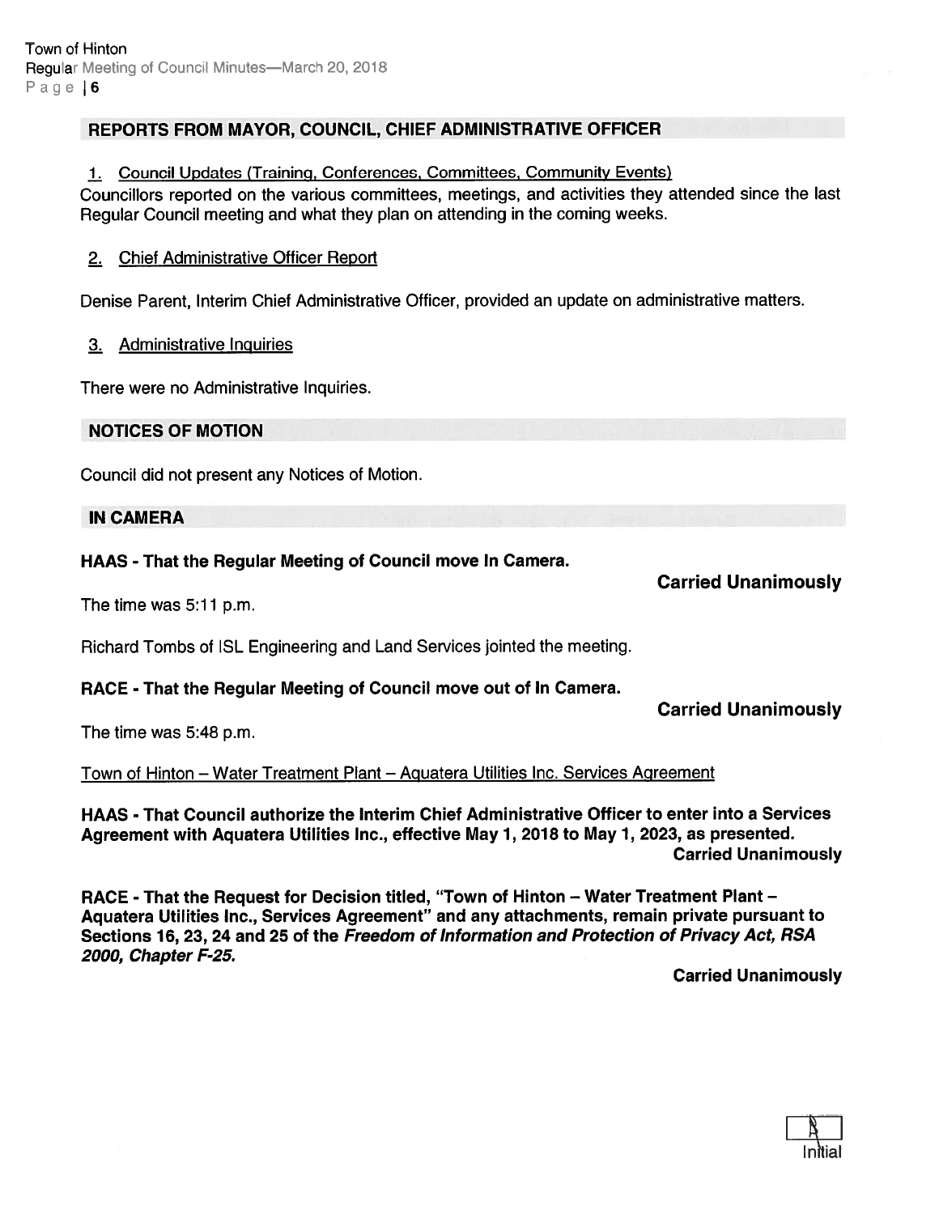## REPORTS FROM MAYOR, COUNCIL, CHIEF ADMINISTRATIVE OFFICER

1. Council Updates (Training, Conferences, Committees, Community Events)

Councillors reported on the various committees, meetings, and activities they attended since the last Regular Council meeting and what they plan on attending in the coming weeks.

2. Chief Administrative Officer Report

Denise Parent, Interim Chief Administrative Officer, provided an update on administrative matters.

3. Administrative Inquiries

There were no Administrative Inquiries.

## NOTICES OF MOTION

Council did not present any Notices of Motion.

## IN CAMERA

**HAAS - That the Regular Meeting of Council move In Camera.**

**Carried Unanimously**

The time was 5:11 p.m.

Richard Tombs of ISL Engineering and Land Services jointed the meeting.

**RACE - That the Regular Meeting of Council move out of In Camera.**

**Carried Unanimously**

The time was 5:48 p.m.

Town of Hinton – Water Treatment Plant – Aquatera Utilities Inc. Services Agreement

**HAAS - That Council authorize the Interim Chief Administrative Officer to enter into a Services Agreement with Aquatera Utilities Inc., effective May 1, 2018 to May 1, 2023, as presented.**

**Carried Unanimously**

**RACE - That the Request for Decision titled, "Town of Hinton – Water Treatment Plant – Aquatera Utilities Inc., Services Agreement" and any attachments, remain private pursuant to Sections 16, 23, 24 and 25 of the *Freedom of Information and Protection of Privacy Act, RSA 2000, Chapter F-25.***

**Carried Unanimously**

Initial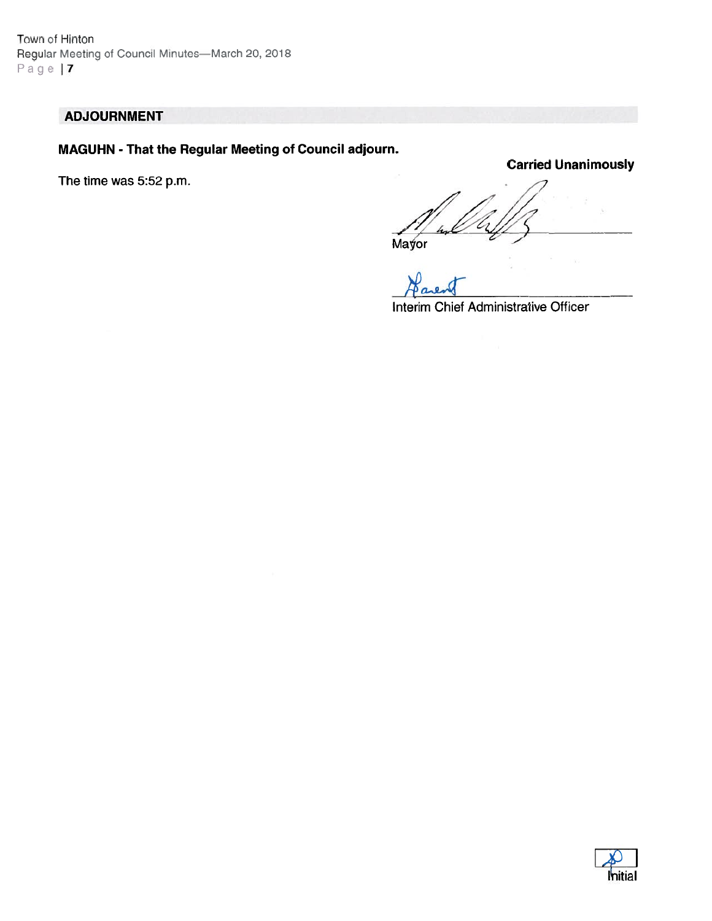## ADJOURNMENT

**MAGUHN - That the Regular Meeting of Council adjourn.**

**Carried Unanimously**

The time was 5:52 p.m.

Mayor

Interim Chief Administrative Officer

Initial